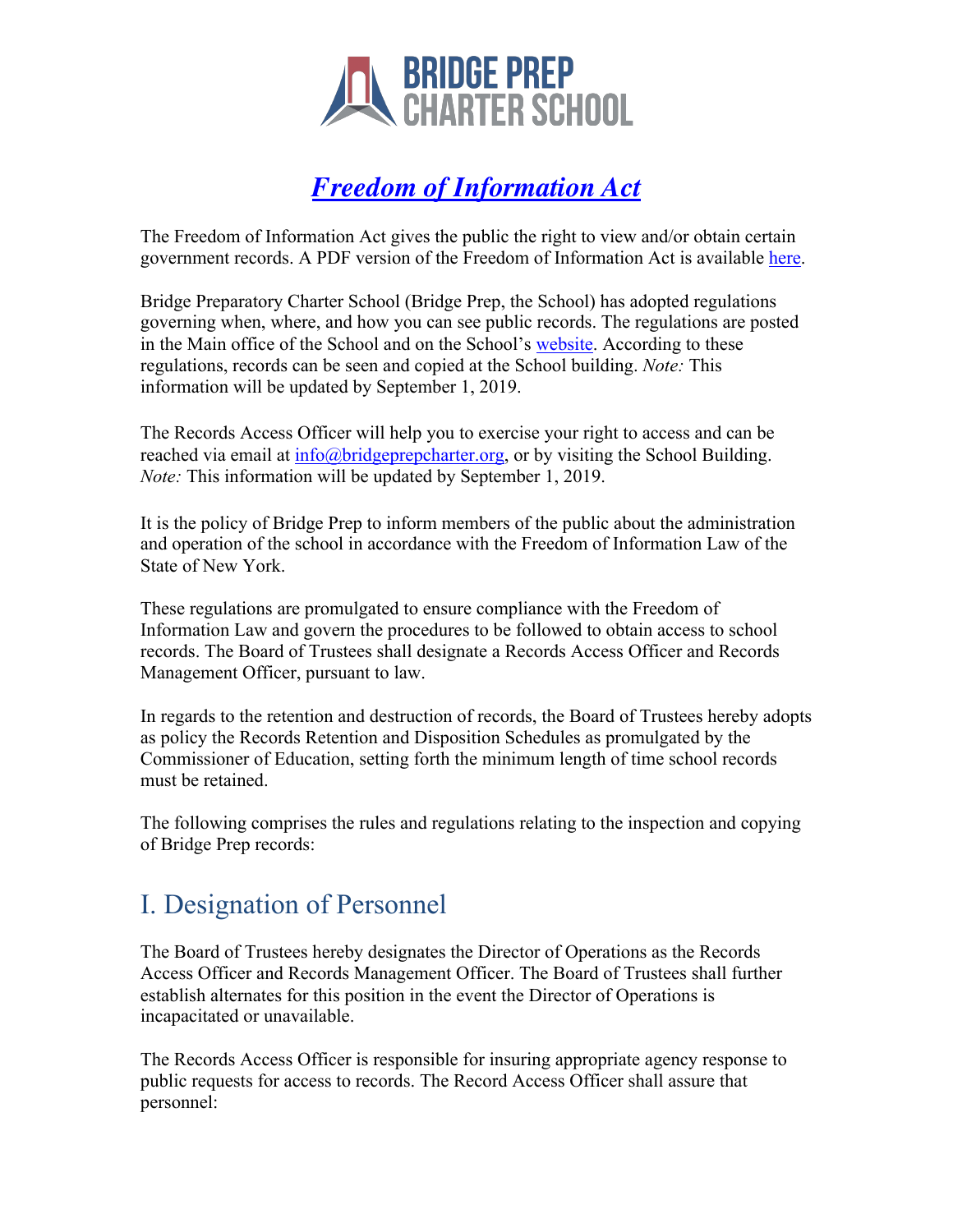# *Freedom of Information Act*

The Freedom of Information Act gives the public the right to view and/or obtain certain government records. A PDF version of the Freedom of Information Act is available here.

Bridge Preparatory Charter School (Bridge Prep, the School) has adopted regulations governing when, where, and how you can see public records. The regulations are posted in the Main office of the School and on the School's website. According to these regulations, records can be seen and copied at the School building. *Note:* This information will be updated by September 1, 2019.

The Records Access Officer will help you to exercise your right to access and can be reached via email at info@bridgeprepcharter.org, or by visiting the School Building. *Note:* This information will be updated by September 1, 2019.

It is the policy of Bridge Prep to inform members of the public about the administration and operation of the school in accordance with the Freedom of Information Law of the State of New York.

These regulations are promulgated to ensure compliance with the Freedom of Information Law and govern the procedures to be followed to obtain access to school records. The Board of Trustees shall designate a Records Access Officer and Records Management Officer, pursuant to law.

In regards to the retention and destruction of records, the Board of Trustees hereby adopts as policy the Records Retention and Disposition Schedules as promulgated by the Commissioner of Education, setting forth the minimum length of time school records must be retained.

The following comprises the rules and regulations relating to the inspection and copying of Bridge Prep records:

## I. Designation of Personnel

The Board of Trustees hereby designates the Director of Operations as the Records Access Officer and Records Management Officer. The Board of Trustees shall further establish alternates for this position in the event the Director of Operations is incapacitated or unavailable.

The Records Access Officer is responsible for insuring appropriate agency response to public requests for access to records. The Record Access Officer shall assure that personnel: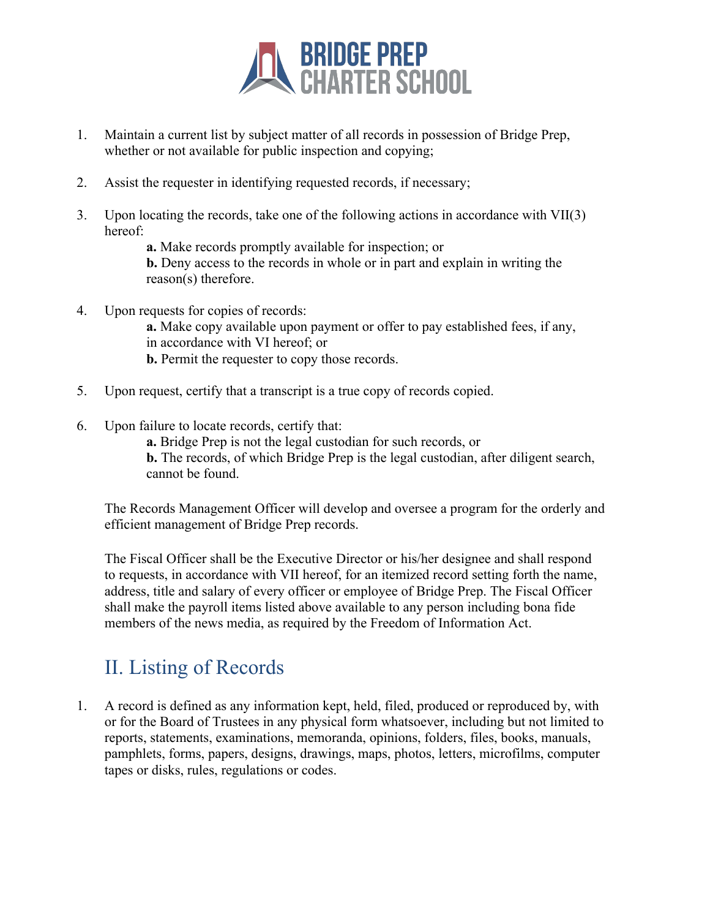1. Maintain a current list by subject matter of all records in possession of Bridge Prep, whether or not available for public inspection and copying;

2. Assist the requester in identifying requested records, if necessary;

3. Upon locating the records, take one of the following actions in accordance with VII(3) hereof:
   - **a.** Make records promptly available for inspection; or
   - **b.** Deny access to the records in whole or in part and explain in writing the reason(s) therefore.

4. Upon requests for copies of records:
   - **a.** Make copy available upon payment or offer to pay established fees, if any, in accordance with VI hereof; or
   - **b.** Permit the requester to copy those records.

5. Upon request, certify that a transcript is a true copy of records copied.

6. Upon failure to locate records, certify that:
   - **a.** Bridge Prep is not the legal custodian for such records, or
   - **b.** The records, of which Bridge Prep is the legal custodian, after diligent search, cannot be found.

The Records Management Officer will develop and oversee a program for the orderly and efficient management of Bridge Prep records.

The Fiscal Officer shall be the Executive Director or his/her designee and shall respond to requests, in accordance with VII hereof, for an itemized record setting forth the name, address, title and salary of every officer or employee of Bridge Prep. The Fiscal Officer shall make the payroll items listed above available to any person including bona fide members of the news media, as required by the Freedom of Information Act.

## II. Listing of Records

1. A record is defined as any information kept, held, filed, produced or reproduced by, with or for the Board of Trustees in any physical form whatsoever, including but not limited to reports, statements, examinations, memoranda, opinions, folders, files, books, manuals, pamphlets, forms, papers, designs, drawings, maps, photos, letters, microfilms, computer tapes or disks, rules, regulations or codes.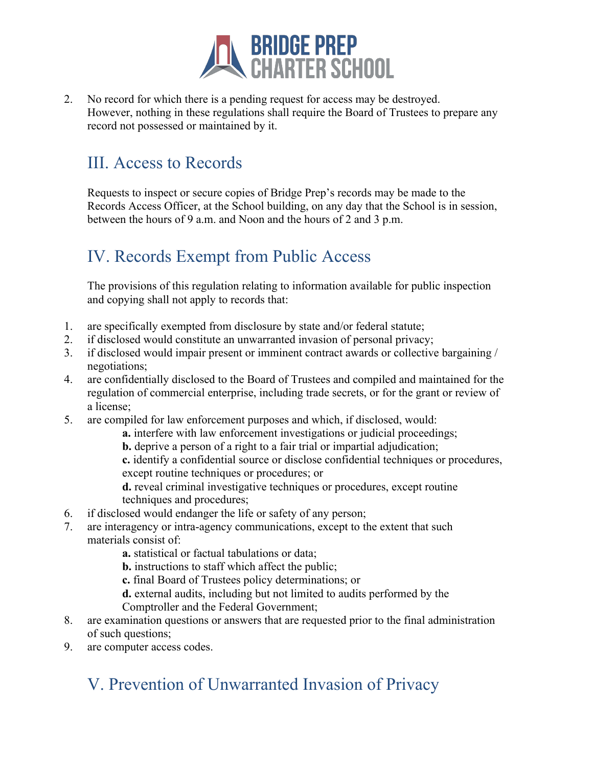2. No record for which there is a pending request for access may be destroyed. However, nothing in these regulations shall require the Board of Trustees to prepare any record not possessed or maintained by it.

## III. Access to Records

Requests to inspect or secure copies of Bridge Prep's records may be made to the Records Access Officer, at the School building, on any day that the School is in session, between the hours of 9 a.m. and Noon and the hours of 2 and 3 p.m.

## IV. Records Exempt from Public Access

The provisions of this regulation relating to information available for public inspection and copying shall not apply to records that:

1. are specifically exempted from disclosure by state and/or federal statute;
2. if disclosed would constitute an unwarranted invasion of personal privacy;
3. if disclosed would impair present or imminent contract awards or collective bargaining / negotiations;
4. are confidentially disclosed to the Board of Trustees and compiled and maintained for the regulation of commercial enterprise, including trade secrets, or for the grant or review of a license;
5. are compiled for law enforcement purposes and which, if disclosed, would:
   - **a.** interfere with law enforcement investigations or judicial proceedings;
   - **b.** deprive a person of a right to a fair trial or impartial adjudication;
   - **c.** identify a confidential source or disclose confidential techniques or procedures, except routine techniques or procedures; or
   - **d.** reveal criminal investigative techniques or procedures, except routine techniques and procedures;
6. if disclosed would endanger the life or safety of any person;
7. are interagency or intra-agency communications, except to the extent that such materials consist of:
   - **a.** statistical or factual tabulations or data;
   - **b.** instructions to staff which affect the public;
   - **c.** final Board of Trustees policy determinations; or
   - **d.** external audits, including but not limited to audits performed by the Comptroller and the Federal Government;
8. are examination questions or answers that are requested prior to the final administration of such questions;
9. are computer access codes.

## V. Prevention of Unwarranted Invasion of Privacy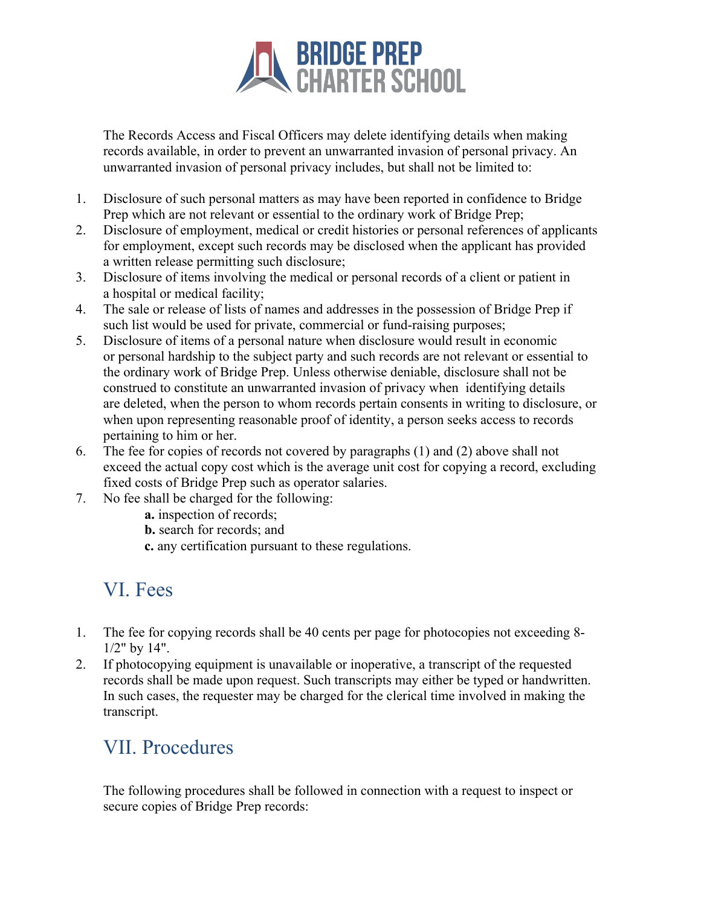The Records Access and Fiscal Officers may delete identifying details when making records available, in order to prevent an unwarranted invasion of personal privacy. An unwarranted invasion of personal privacy includes, but shall not be limited to:

1. Disclosure of such personal matters as may have been reported in confidence to Bridge Prep which are not relevant or essential to the ordinary work of Bridge Prep;
2. Disclosure of employment, medical or credit histories or personal references of applicants for employment, except such records may be disclosed when the applicant has provided a written release permitting such disclosure;
3. Disclosure of items involving the medical or personal records of a client or patient in a hospital or medical facility;
4. The sale or release of lists of names and addresses in the possession of Bridge Prep if such list would be used for private, commercial or fund-raising purposes;
5. Disclosure of items of a personal nature when disclosure would result in economic or personal hardship to the subject party and such records are not relevant or essential to the ordinary work of Bridge Prep. Unless otherwise deniable, disclosure shall not be construed to constitute an unwarranted invasion of privacy when identifying details are deleted, when the person to whom records pertain consents in writing to disclosure, or when upon representing reasonable proof of identity, a person seeks access to records pertaining to him or her.
6. The fee for copies of records not covered by paragraphs (1) and (2) above shall not exceed the actual copy cost which is the average unit cost for copying a record, excluding fixed costs of Bridge Prep such as operator salaries.
7. No fee shall be charged for the following:
   - **a.** inspection of records;
   - **b.** search for records; and
   - **c.** any certification pursuant to these regulations.

## VI. Fees

1. The fee for copying records shall be 40 cents per page for photocopies not exceeding 8-1/2" by 14".
2. If photocopying equipment is unavailable or inoperative, a transcript of the requested records shall be made upon request. Such transcripts may either be typed or handwritten. In such cases, the requester may be charged for the clerical time involved in making the transcript.

## VII. Procedures

The following procedures shall be followed in connection with a request to inspect or secure copies of Bridge Prep records: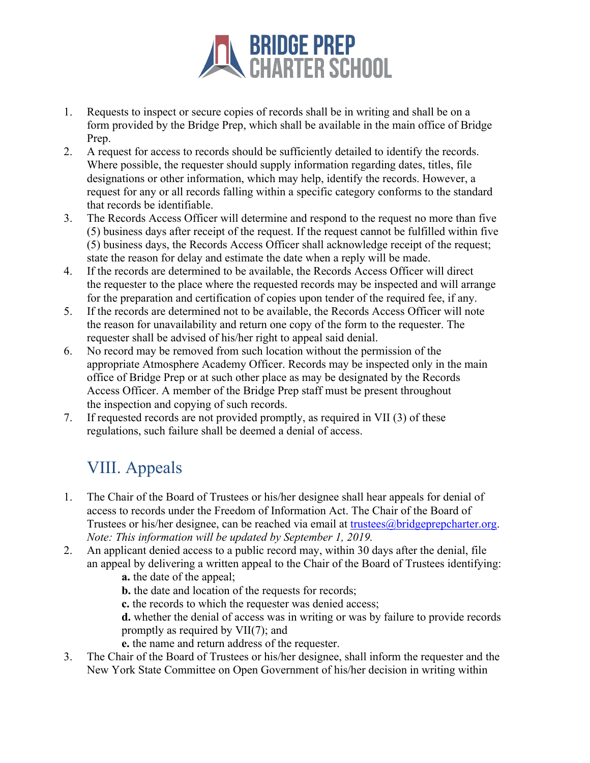1. Requests to inspect or secure copies of records shall be in writing and shall be on a form provided by the Bridge Prep, which shall be available in the main office of Bridge Prep.
2. A request for access to records should be sufficiently detailed to identify the records. Where possible, the requester should supply information regarding dates, titles, file designations or other information, which may help, identify the records. However, a request for any or all records falling within a specific category conforms to the standard that records be identifiable.
3. The Records Access Officer will determine and respond to the request no more than five (5) business days after receipt of the request. If the request cannot be fulfilled within five (5) business days, the Records Access Officer shall acknowledge receipt of the request; state the reason for delay and estimate the date when a reply will be made.
4. If the records are determined to be available, the Records Access Officer will direct the requester to the place where the requested records may be inspected and will arrange for the preparation and certification of copies upon tender of the required fee, if any.
5. If the records are determined not to be available, the Records Access Officer will note the reason for unavailability and return one copy of the form to the requester. The requester shall be advised of his/her right to appeal said denial.
6. No record may be removed from such location without the permission of the appropriate Atmosphere Academy Officer. Records may be inspected only in the main office of Bridge Prep or at such other place as may be designated by the Records Access Officer. A member of the Bridge Prep staff must be present throughout the inspection and copying of such records.
7. If requested records are not provided promptly, as required in VII (3) of these regulations, such failure shall be deemed a denial of access.

## VIII. Appeals

1. The Chair of the Board of Trustees or his/her designee shall hear appeals for denial of access to records under the Freedom of Information Act. The Chair of the Board of Trustees or his/her designee, can be reached via email at trustees@bridgeprepcharter.org. *Note: This information will be updated by September 1, 2019.*
2. An applicant denied access to a public record may, within 30 days after the denial, file an appeal by delivering a written appeal to the Chair of the Board of Trustees identifying:
   **a.** the date of the appeal;
   **b.** the date and location of the requests for records;
   **c.** the records to which the requester was denied access;
   **d.** whether the denial of access was in writing or was by failure to provide records promptly as required by VII(7); and
   **e.** the name and return address of the requester.
3. The Chair of the Board of Trustees or his/her designee, shall inform the requester and the New York State Committee on Open Government of his/her decision in writing within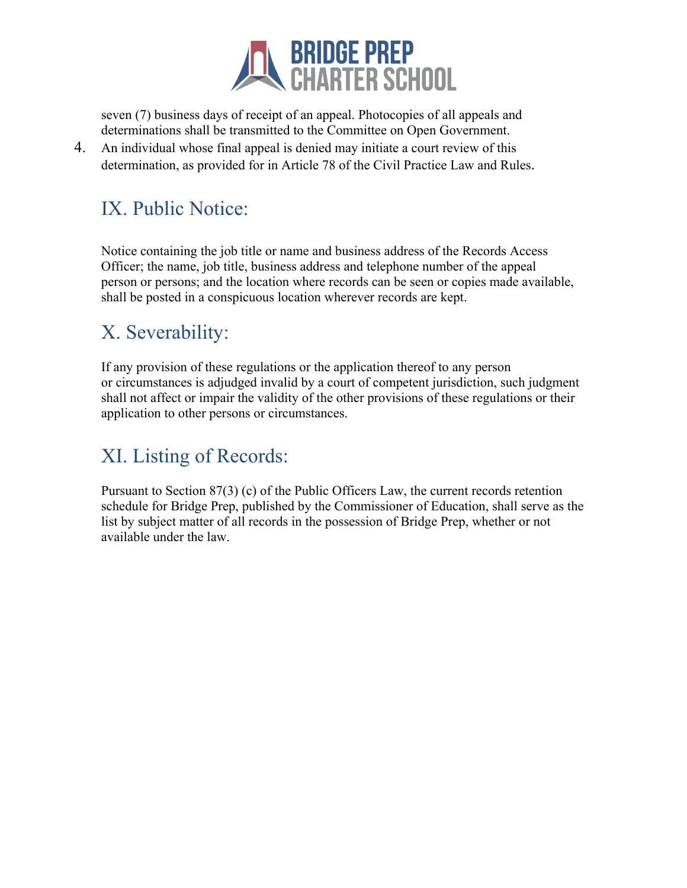seven (7) business days of receipt of an appeal. Photocopies of all appeals and determinations shall be transmitted to the Committee on Open Government.

4. An individual whose final appeal is denied may initiate a court review of this determination, as provided for in Article 78 of the Civil Practice Law and Rules.

## IX. Public Notice:

Notice containing the job title or name and business address of the Records Access Officer; the name, job title, business address and telephone number of the appeal person or persons; and the location where records can be seen or copies made available, shall be posted in a conspicuous location wherever records are kept.

## X. Severability:

If any provision of these regulations or the application thereof to any person or circumstances is adjudged invalid by a court of competent jurisdiction, such judgment shall not affect or impair the validity of the other provisions of these regulations or their application to other persons or circumstances.

## XI. Listing of Records:

Pursuant to Section 87(3) (c) of the Public Officers Law, the current records retention schedule for Bridge Prep, published by the Commissioner of Education, shall serve as the list by subject matter of all records in the possession of Bridge Prep, whether or not available under the law.